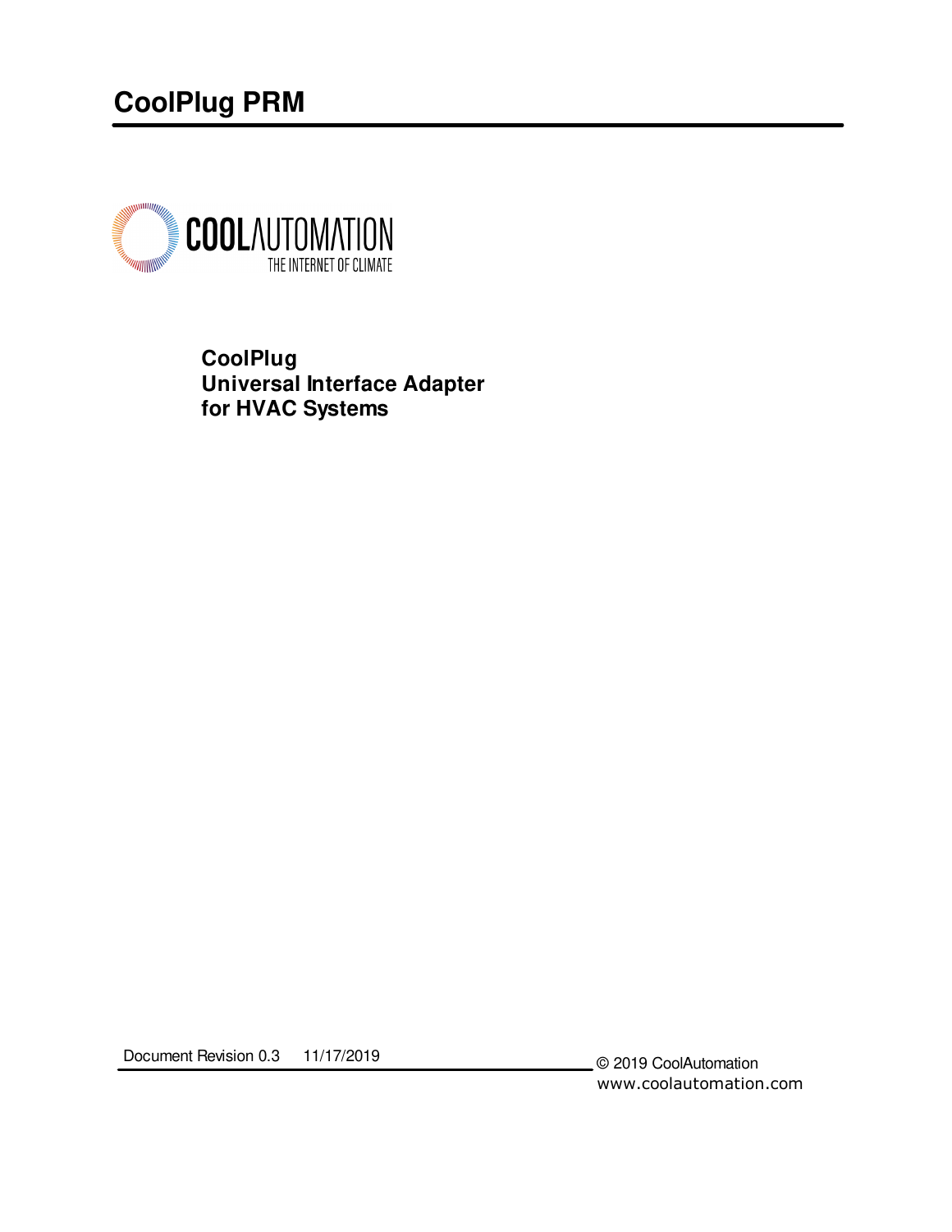# CoolPlug PRM

COOLAUTOMATION
THE INTERNET OF CLIMATE

**CoolPlug**
**Universal Interface Adapter**
**for HVAC Systems**

Document Revision 0.3 11/17/2019

© 2019 CoolAutomation
www.coolautomation.com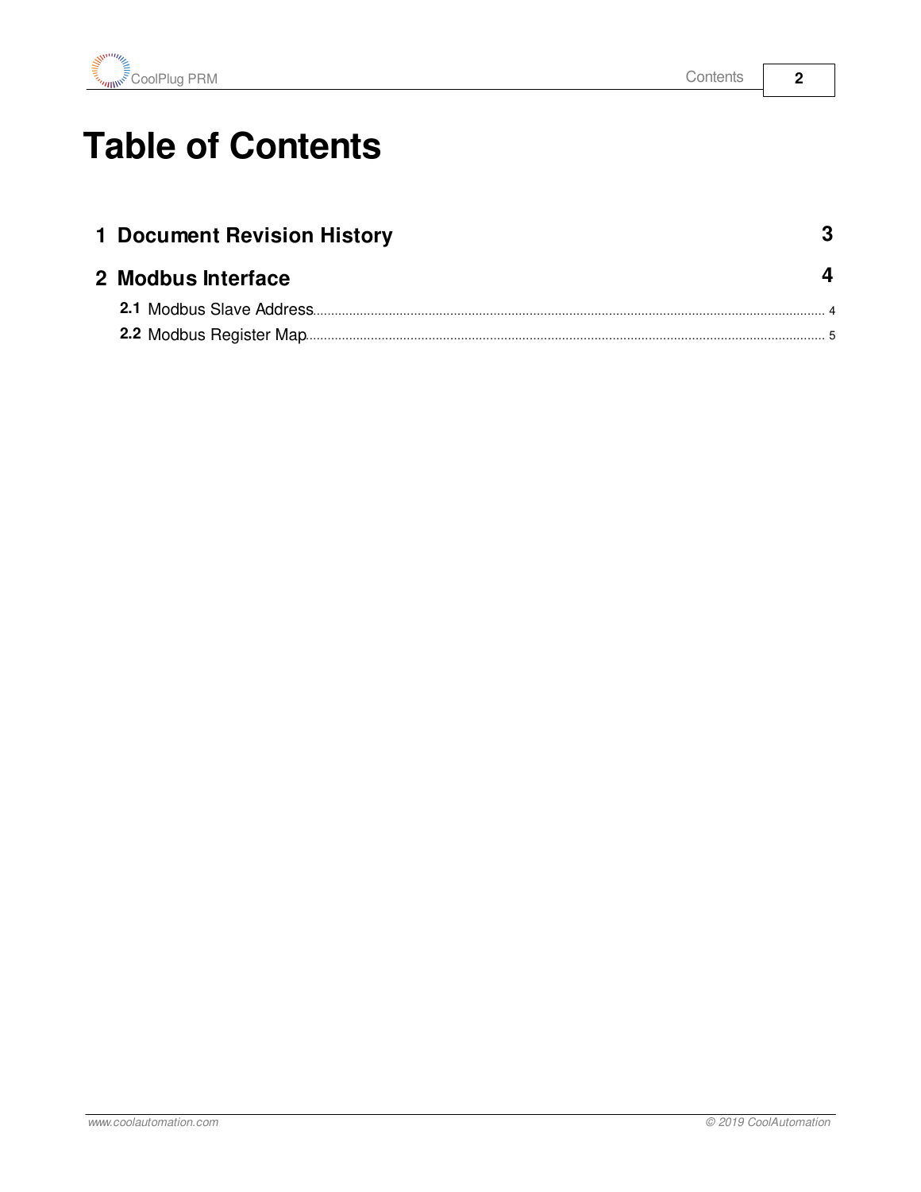# Table of Contents

**1 Document Revision History** 3

**2 Modbus Interface** 4

- **2.1** Modbus Slave Address ... 4
- **2.2** Modbus Register Map ... 5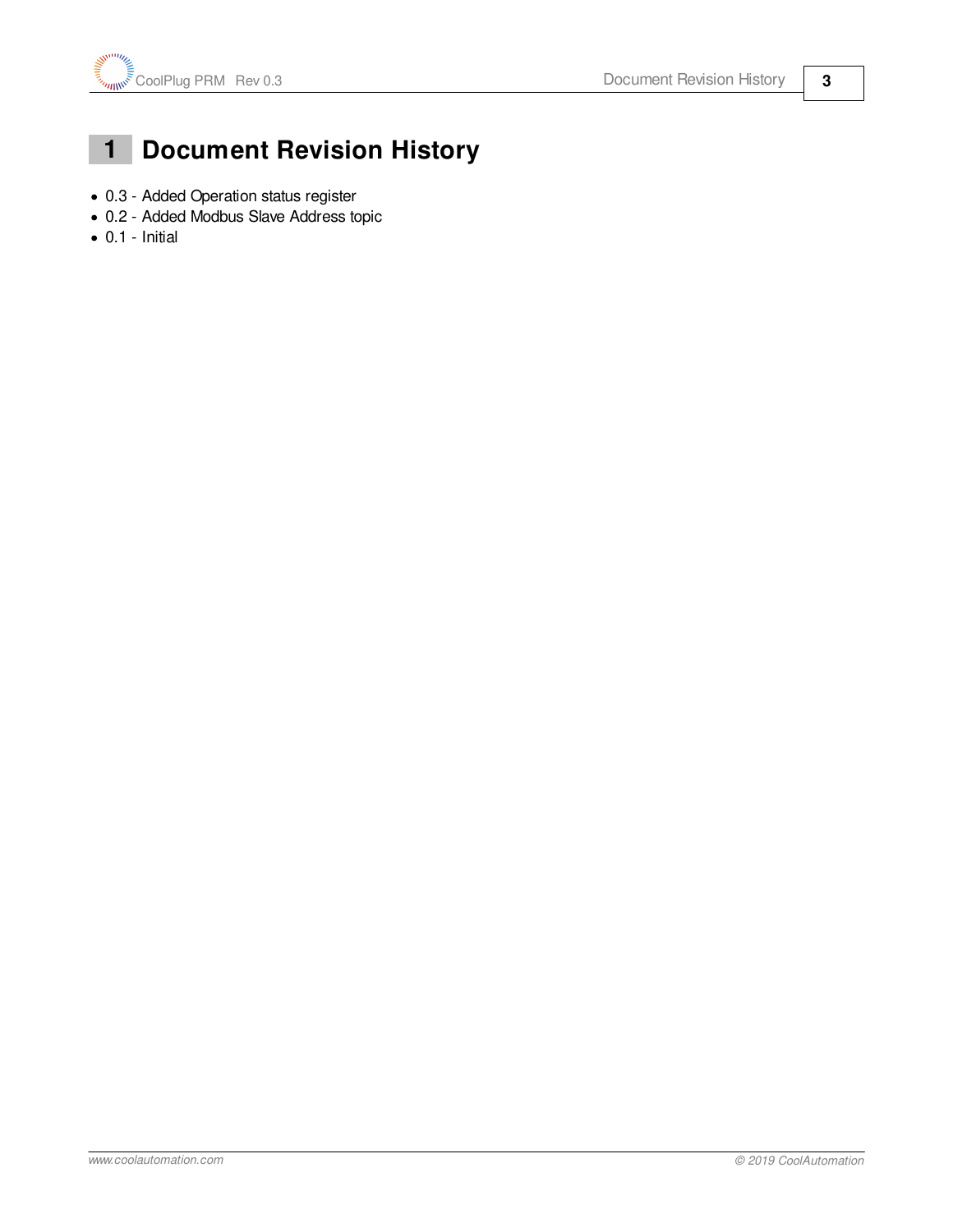# 1 Document Revision History

- 0.3 - Added Operation status register
- 0.2 - Added Modbus Slave Address topic
- 0.1 - Initial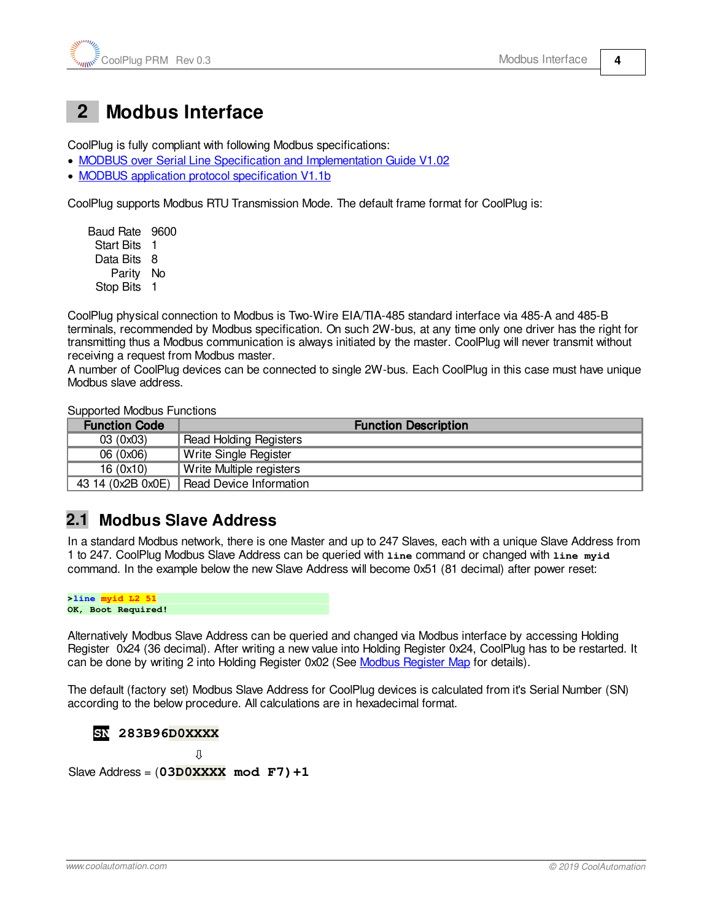# 2 Modbus Interface

CoolPlug is fully compliant with following Modbus specifications:

- MODBUS over Serial Line Specification and Implementation Guide V1.02
- MODBUS application protocol specification V1.1b

CoolPlug supports Modbus RTU Transmission Mode. The default frame format for CoolPlug is:

| | |
|---|---|
| Baud Rate | 9600 |
| Start Bits | 1 |
| Data Bits | 8 |
| Parity | No |
| Stop Bits | 1 |

CoolPlug physical connection to Modbus is Two-Wire EIA/TIA-485 standard interface via 485-A and 485-B terminals, recommended by Modbus specification. On such 2W-bus, at any time only one driver has the right for transmitting thus a Modbus communication is always initiated by the master. CoolPlug will never transmit without receiving a request from Modbus master.
A number of CoolPlug devices can be connected to single 2W-bus. Each CoolPlug in this case must have unique Modbus slave address.

Supported Modbus Functions

| Function Code | Function Description |
|---|---|
| 03 (0x03) | Read Holding Registers |
| 06 (0x06) | Write Single Register |
| 16 (0x10) | Write Multiple registers |
| 43 14 (0x2B 0x0E) | Read Device Information |

## 2.1 Modbus Slave Address

In a standard Modbus network, there is one Master and up to 247 Slaves, each with a unique Slave Address from 1 to 247. CoolPlug Modbus Slave Address can be queried with **`line`** command or changed with **`line myid`** command. In the example below the new Slave Address will become 0x51 (81 decimal) after power reset:

```
>line myid L2 51
OK, Boot Required!
```

Alternatively Modbus Slave Address can be queried and changed via Modbus interface by accessing Holding Register 0x24 (36 decimal). After writing a new value into Holding Register 0x24, CoolPlug has to be restarted. It can be done by writing 2 into Holding Register 0x02 (See Modbus Register Map for details).

The default (factory set) Modbus Slave Address for CoolPlug devices is calculated from it's Serial Number (SN) according to the below procedure. All calculations are in hexadecimal format.

**SN** **283B96D0XXXX**

⇩

Slave Address = (**03D0XXXX mod F7)+1**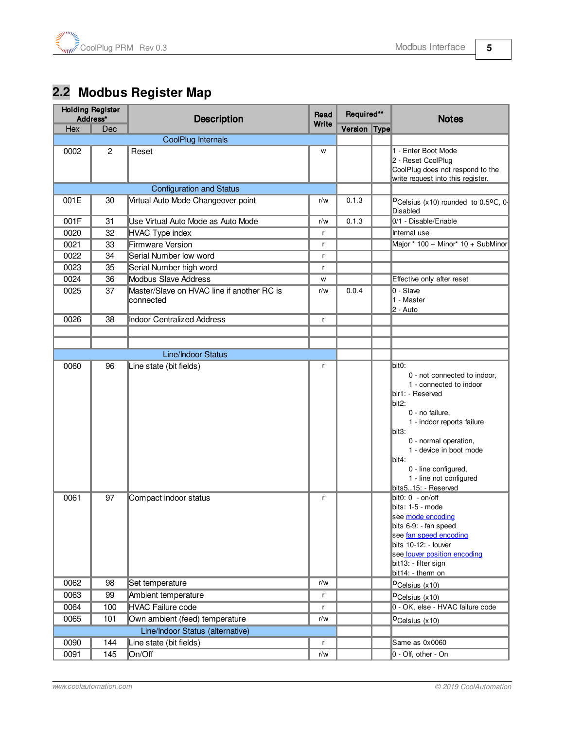## 2.2 Modbus Register Map

| Holding Register Address* | | Description | Read Write | Required** | | Notes |
|---|---|---|---|---|---|---|
| Hex | Dec | | | Version | Type | |
| | | CoolPlug Internals | | | | |
| 0002 | 2 | Reset | w | | | 1 - Enter Boot Mode<br>2 - Reset CoolPlug<br>CoolPlug does not respond to the write request into this register. |
| | | Configuration and Status | | | | |
| 001E | 30 | Virtual Auto Mode Changeover point | r/w | 0.1.3 | | °Celsius (x10) rounded to 0.5°C, 0-Disabled |
| 001F | 31 | Use Virtual Auto Mode as Auto Mode | r/w | 0.1.3 | | 0/1 - Disable/Enable |
| 0020 | 32 | HVAC Type index | r | | | Internal use |
| 0021 | 33 | Firmware Version | r | | | Major * 100 + Minor* 10 + SubMinor |
| 0022 | 34 | Serial Number low word | r | | | |
| 0023 | 35 | Serial Number high word | r | | | |
| 0024 | 36 | Modbus Slave Address | w | | | Effective only after reset |
| 0025 | 37 | Master/Slave on HVAC line if another RC is connected | r/w | 0.0.4 | | 0 - Slave<br>1 - Master<br>2 - Auto |
| 0026 | 38 | Indoor Centralized Address | r | | | |
| | | | | | | |
| | | | | | | |
| | | Line/Indoor Status | | | | |
| 0060 | 96 | Line state (bit fields) | r | | | bit0:<br>0 - not connected to indoor,<br>1 - connected to indoor<br>bir1: - Reserved<br>bit2:<br>0 - no failure,<br>1 - indoor reports failure<br>bit3:<br>0 - normal operation,<br>1 - device in boot mode<br>bit4:<br>0 - line configured,<br>1 - line not configured<br>bits5..15: - Reserved |
| 0061 | 97 | Compact indoor status | r | | | bit0: 0 - on/off<br>bits: 1-5 - mode<br>see mode encoding<br>bits 6-9: - fan speed<br>see fan speed encoding<br>bits 10-12: - louver<br>see louver position encoding<br>bit13: - filter sign<br>bit14: - therm on |
| 0062 | 98 | Set temperature | r/w | | | °Celsius (x10) |
| 0063 | 99 | Ambient temperature | r | | | °Celsius (x10) |
| 0064 | 100 | HVAC Failure code | r | | | 0 - OK, else - HVAC failure code |
| 0065 | 101 | Own ambient (feed) temperature | r/w | | | °Celsius (x10) |
| | | Line/Indoor Status (alternative) | | | | |
| 0090 | 144 | Line state (bit fields) | r | | | Same as 0x0060 |
| 0091 | 145 | On/Off | r/w | | | 0 - Off, other - On |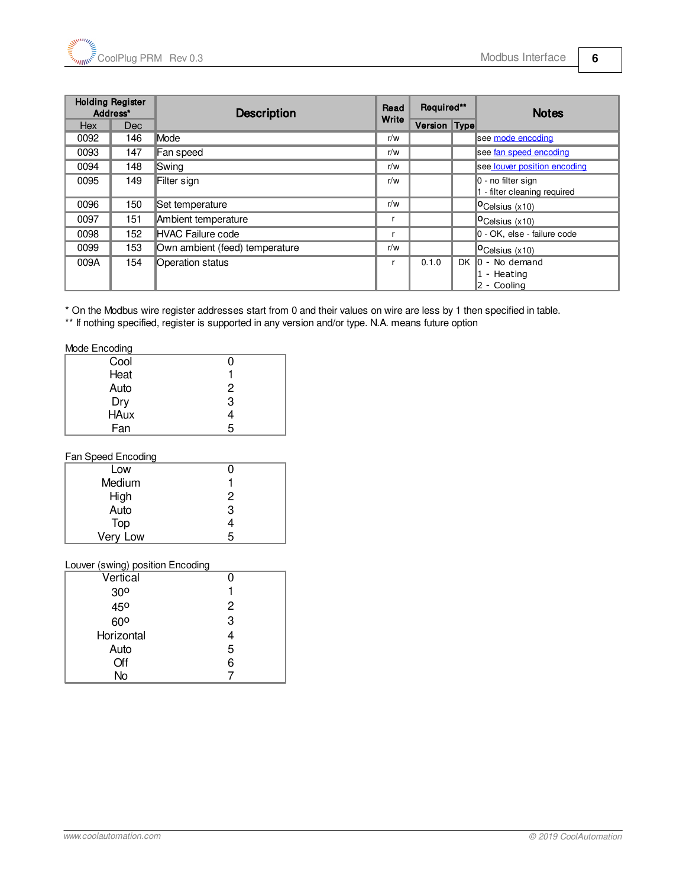| Holding Register Address* | | Description | Read Write | Required** | | Notes |
|---|---|---|---|---|---|---|
| Hex | Dec | | | Version | Type | |
| 0092 | 146 | Mode | r/w | | | see mode encoding |
| 0093 | 147 | Fan speed | r/w | | | see fan speed encoding |
| 0094 | 148 | Swing | r/w | | | see louver position encoding |
| 0095 | 149 | Filter sign | r/w | | | 0 - no filter sign<br>1 - filter cleaning required |
| 0096 | 150 | Set temperature | r/w | | | °Celsius (x10) |
| 0097 | 151 | Ambient temperature | r | | | °Celsius (x10) |
| 0098 | 152 | HVAC Failure code | r | | | 0 - OK, else - failure code |
| 0099 | 153 | Own ambient (feed) temperature | r/w | | | °Celsius (x10) |
| 009A | 154 | Operation status | r | 0.1.0 | DK | 0 - No demand<br>1 - Heating<br>2 - Cooling |

* On the Modbus wire register addresses start from 0 and their values on wire are less by 1 then specified in table.
** If nothing specified, register is supported in any version and/or type. N.A. means future option

Mode Encoding

| | |
|---|---|
| Cool | 0 |
| Heat | 1 |
| Auto | 2 |
| Dry | 3 |
| HAux | 4 |
| Fan | 5 |

Fan Speed Encoding

| | |
|---|---|
| Low | 0 |
| Medium | 1 |
| High | 2 |
| Auto | 3 |
| Top | 4 |
| Very Low | 5 |

Louver (swing) position Encoding

| | |
|---|---|
| Vertical | 0 |
| 30° | 1 |
| 45° | 2 |
| 60° | 3 |
| Horizontal | 4 |
| Auto | 5 |
| Off | 6 |
| No | 7 |